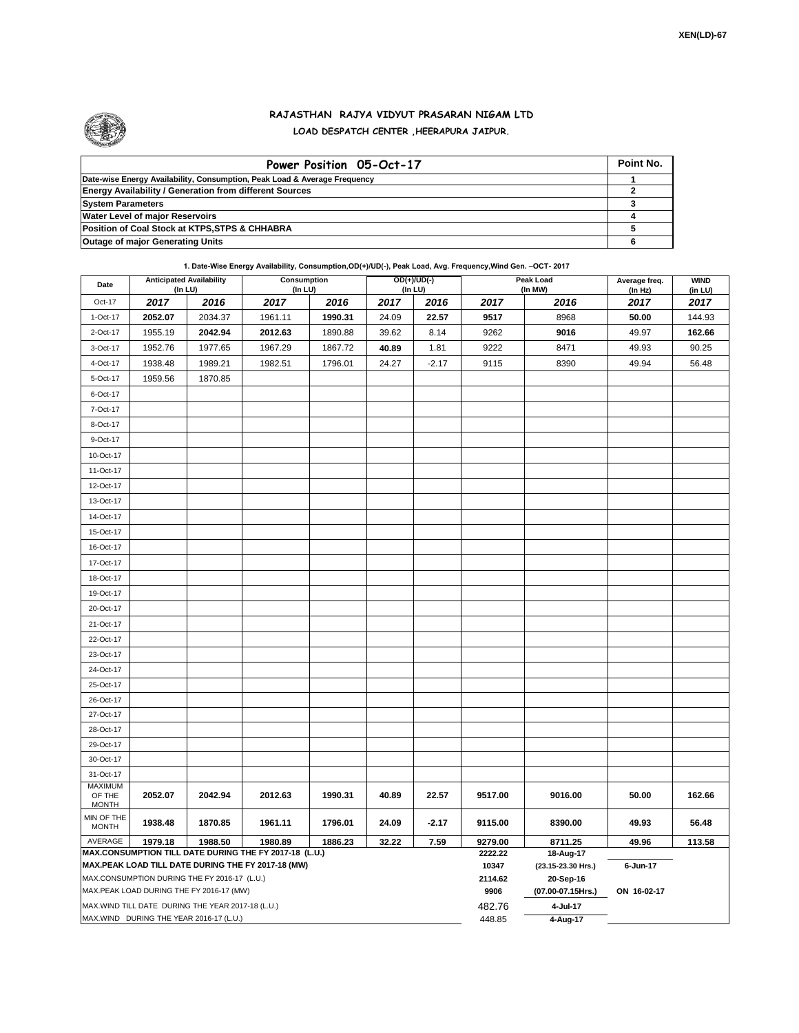XEN(LD)-67

# RAJASTHAN RAJYA VIDYUT PRASARAN NIGAM LTD

## LOAD DESPATCH CENTER ,HEERAPURA JAIPUR.

| Power Position 05-Oct-17 | Point No. |
|---|---|
| Date-wise Energy Availability, Consumption, Peak Load & Average Frequency | 1 |
| Energy Availability / Generation from different Sources | 2 |
| System Parameters | 3 |
| Water Level of major Reservoirs | 4 |
| Position of Coal Stock at KTPS,STPS & CHHABRA | 5 |
| Outage of major Generating Units | 6 |

**1. Date-Wise Energy Availability, Consumption,OD(+)/UD(-), Peak Load, Avg. Frequency,Wind Gen. –OCT- 2017**

| Date | Anticipated Availability (In LU) | | Consumption (In LU) | | OD(+)/UD(-) (In LU) | | Peak Load (In MW) | | Average freq. (In Hz) | WIND (in LU) |
|---|---|---|---|---|---|---|---|---|---|---|
| Oct-17 | 2017 | 2016 | 2017 | 2016 | 2017 | 2016 | 2017 | 2016 | 2017 | 2017 |
| 1-Oct-17 | **2052.07** | 2034.37 | 1961.11 | **1990.31** | 24.09 | **22.57** | **9517** | 8968 | **50.00** | 144.93 |
| 2-Oct-17 | 1955.19 | **2042.94** | 2012.63 | 1890.88 | 39.62 | 8.14 | 9262 | **9016** | 49.97 | **162.66** |
| 3-Oct-17 | 1952.76 | 1977.65 | 1967.29 | 1867.72 | **40.89** | 1.81 | 9222 | 8471 | 49.93 | 90.25 |
| 4-Oct-17 | 1938.48 | 1989.21 | 1982.51 | 1796.01 | 24.27 | -2.17 | 9115 | 8390 | 49.94 | 56.48 |
| 5-Oct-17 | 1959.56 | 1870.85 | | | | | | | | |
| 6-Oct-17 | | | | | | | | | | |
| 7-Oct-17 | | | | | | | | | | |
| 8-Oct-17 | | | | | | | | | | |
| 9-Oct-17 | | | | | | | | | | |
| 10-Oct-17 | | | | | | | | | | |
| 11-Oct-17 | | | | | | | | | | |
| 12-Oct-17 | | | | | | | | | | |
| 13-Oct-17 | | | | | | | | | | |
| 14-Oct-17 | | | | | | | | | | |
| 15-Oct-17 | | | | | | | | | | |
| 16-Oct-17 | | | | | | | | | | |
| 17-Oct-17 | | | | | | | | | | |
| 18-Oct-17 | | | | | | | | | | |
| 19-Oct-17 | | | | | | | | | | |
| 20-Oct-17 | | | | | | | | | | |
| 21-Oct-17 | | | | | | | | | | |
| 22-Oct-17 | | | | | | | | | | |
| 23-Oct-17 | | | | | | | | | | |
| 24-Oct-17 | | | | | | | | | | |
| 25-Oct-17 | | | | | | | | | | |
| 26-Oct-17 | | | | | | | | | | |
| 27-Oct-17 | | | | | | | | | | |
| 28-Oct-17 | | | | | | | | | | |
| 29-Oct-17 | | | | | | | | | | |
| 30-Oct-17 | | | | | | | | | | |
| 31-Oct-17 | | | | | | | | | | |
| MAXIMUM OF THE MONTH | **2052.07** | **2042.94** | **2012.63** | **1990.31** | **40.89** | **22.57** | **9517.00** | **9016.00** | **50.00** | **162.66** |
| MIN OF THE MONTH | **1938.48** | **1870.85** | **1961.11** | **1796.01** | **24.09** | **-2.17** | **9115.00** | **8390.00** | **49.93** | **56.48** |
| AVERAGE | **1979.18** | **1988.50** | **1980.89** | **1886.23** | **32.22** | **7.59** | **9279.00** | **8711.25** | **49.96** | **113.58** |
| **MAX.CONSUMPTION TILL DATE DURING THE FY 2017-18 (L.U.)** | | | | | | | **2222.22** | **18-Aug-17** | | |
| **MAX.PEAK LOAD TILL DATE DURING THE FY 2017-18 (MW)** | | | | | | | **10347** | **(23.15-23.30 Hrs.)** | **6-Jun-17** | |
| MAX.CONSUMPTION DURING THE FY 2016-17 (L.U.) | | | | | | | **2114.62** | **20-Sep-16** | | |
| MAX.PEAK LOAD DURING THE FY 2016-17 (MW) | | | | | | | **9906** | **(07.00-07.15Hrs.)** | **ON 16-02-17** | |
| MAX.WIND TILL DATE DURING THE YEAR 2017-18 (L.U.) | | | | | | | 482.76 | **4-Jul-17** | | |
| MAX.WIND DURING THE YEAR 2016-17 (L.U.) | | | | | | | 448.85 | **4-Aug-17** | | |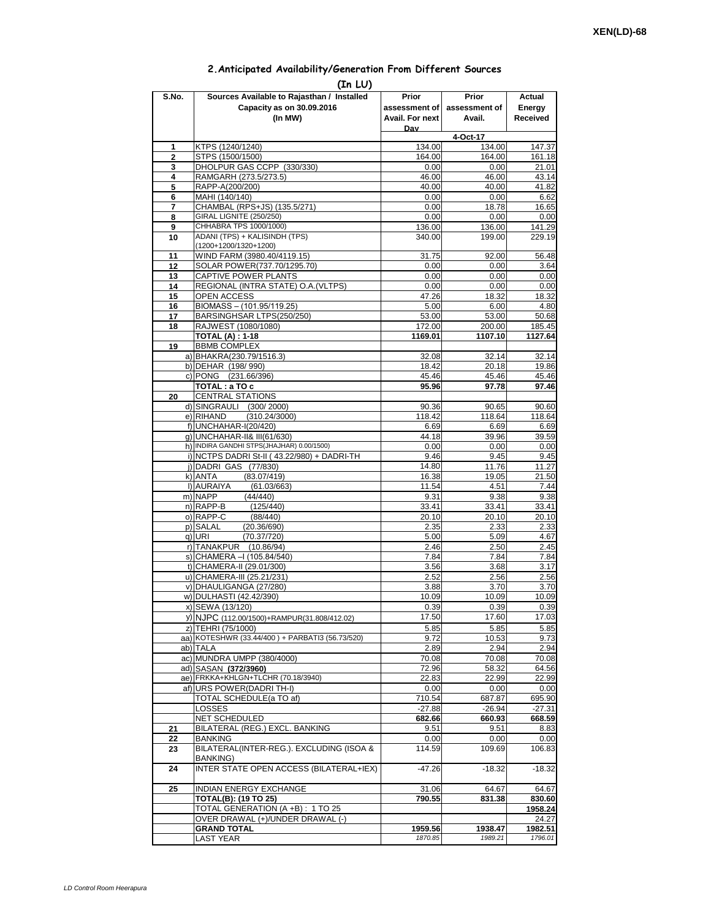XEN(LD)-68

## 2.Anticipated Availability/Generation From Different Sources

**(In LU)**

| S.No. | Sources Available to Rajasthan / Installed Capacity as on 30.09.2016 (In MW) | Prior assessment of Avail. For next Day | Prior assessment of Avail. | Actual Energy Received |
|---|---|---|---|---|
| | | | 4-Oct-17 | |
| 1 | KTPS (1240/1240) | 134.00 | 134.00 | 147.37 |
| 2 | STPS (1500/1500) | 164.00 | 164.00 | 161.18 |
| 3 | DHOLPUR GAS CCPP (330/330) | 0.00 | 0.00 | 21.01 |
| 4 | RAMGARH (273.5/273.5) | 46.00 | 46.00 | 43.14 |
| 5 | RAPP-A(200/200) | 40.00 | 40.00 | 41.82 |
| 6 | MAHI (140/140) | 0.00 | 0.00 | 6.62 |
| 7 | CHAMBAL (RPS+JS) (135.5/271) | 0.00 | 18.78 | 16.65 |
| 8 | GIRAL LIGNITE (250/250) | 0.00 | 0.00 | 0.00 |
| 9 | CHHABRA TPS 1000/1000) | 136.00 | 136.00 | 141.29 |
| 10 | ADANI (TPS) + KALISINDH (TPS) (1200+1200/1320+1200) | 340.00 | 199.00 | 229.19 |
| 11 | WIND FARM (3980.40/4119.15) | 31.75 | 92.00 | 56.48 |
| 12 | SOLAR POWER(737.70/1295.70) | 0.00 | 0.00 | 3.64 |
| 13 | CAPTIVE POWER PLANTS | 0.00 | 0.00 | 0.00 |
| 14 | REGIONAL (INTRA STATE) O.A.(VLTPS) | 0.00 | 0.00 | 0.00 |
| 15 | OPEN ACCESS | 47.26 | 18.32 | 18.32 |
| 16 | BIOMASS – (101.95/119.25) | 5.00 | 6.00 | 4.80 |
| 17 | BARSINGHSAR LTPS(250/250) | 53.00 | 53.00 | 50.68 |
| 18 | RAJWEST (1080/1080) | 172.00 | 200.00 | 185.45 |
| | **TOTAL (A) : 1-18** | **1169.01** | **1107.10** | **1127.64** |
| 19 | BBMB COMPLEX | | | |
| | a) BHAKRA(230.79/1516.3) | 32.08 | 32.14 | 32.14 |
| | b) DEHAR (198/ 990) | 18.42 | 20.18 | 19.86 |
| | c) PONG (231.66/396) | 45.46 | 45.46 | 45.46 |
| | **TOTAL : a TO c** | **95.96** | **97.78** | **97.46** |
| 20 | CENTRAL STATIONS | | | |
| | d) SINGRAULI (300/ 2000) | 90.36 | 90.65 | 90.60 |
| | e) RIHAND (310.24/3000) | 118.42 | 118.64 | 118.64 |
| | f) UNCHAHAR-I(20/420) | 6.69 | 6.69 | 6.69 |
| | g) UNCHAHAR-II& III(61/630) | 44.18 | 39.96 | 39.59 |
| | h) INDIRA GANDHI STPS(JHAJHAR) 0.00/1500) | 0.00 | 0.00 | 0.00 |
| | i) NCTPS DADRI St-II ( 43.22/980) + DADRI-TH | 9.46 | 9.45 | 9.45 |
| | j) DADRI GAS (77/830) | 14.80 | 11.76 | 11.27 |
| | k) ANTA (83.07/419) | 16.38 | 19.05 | 21.50 |
| | l) AURAIYA (61.03/663) | 11.54 | 4.51 | 7.44 |
| | m) NAPP (44/440) | 9.31 | 9.38 | 9.38 |
| | n) RAPP-B (125/440) | 33.41 | 33.41 | 33.41 |
| | o) RAPP-C (88/440) | 20.10 | 20.10 | 20.10 |
| | p) SALAL (20.36/690) | 2.35 | 2.33 | 2.33 |
| | q) URI (70.37/720) | 5.00 | 5.09 | 4.67 |
| | r) TANAKPUR (10.86/94) | 2.46 | 2.50 | 2.45 |
| | s) CHAMERA –I (105.84/540) | 7.84 | 7.84 | 7.84 |
| | t) CHAMERA-II (29.01/300) | 3.56 | 3.68 | 3.17 |
| | u) CHAMERA-III (25.21/231) | 2.52 | 2.56 | 2.56 |
| | v) DHAULIGANGA (27/280) | 3.88 | 3.70 | 3.70 |
| | w) DULHASTI (42.42/390) | 10.09 | 10.09 | 10.09 |
| | x) SEWA (13/120) | 0.39 | 0.39 | 0.39 |
| | y) NJPC (112.00/1500)+RAMPUR(31.808/412.02) | 17.50 | 17.60 | 17.03 |
| | z) TEHRI (75/1000) | 5.85 | 5.85 | 5.85 |
| | aa) KOTESHWR (33.44/400 ) + PARBATI3 (56.73/520) | 9.72 | 10.53 | 9.73 |
| | ab) TALA | 2.89 | 2.94 | 2.94 |
| | ac) MUNDRA UMPP (380/4000) | 70.08 | 70.08 | 70.08 |
| | ad) SASAN **(372/3960)** | 72.96 | 58.32 | 64.56 |
| | ae) FRKKA+KHLGN+TLCHR (70.18/3940) | 22.83 | 22.99 | 22.99 |
| | af) URS POWER(DADRI TH-I) | 0.00 | 0.00 | 0.00 |
| | TOTAL SCHEDULE(a TO af) | 710.54 | 687.87 | 695.90 |
| | LOSSES | -27.88 | -26.94 | -27.31 |
| | **NET SCHEDULED** | **682.66** | **660.93** | **668.59** |
| 21 | BILATERAL (REG.) EXCL. BANKING | 9.51 | 9.51 | 8.83 |
| 22 | BANKING | 0.00 | 0.00 | 0.00 |
| 23 | BILATERAL(INTER-REG.). EXCLUDING (ISOA & BANKING) | 114.59 | 109.69 | 106.83 |
| 24 | INTER STATE OPEN ACCESS (BILATERAL+IEX) | -47.26 | -18.32 | -18.32 |
| 25 | INDIAN ENERGY EXCHANGE | 31.06 | 64.67 | 64.67 |
| | **TOTAL(B): (19 TO 25)** | **790.55** | **831.38** | **830.60** |
| | TOTAL GENERATION (A +B) : 1 TO 25 | | | **1958.24** |
| | OVER DRAWAL (+)/UNDER DRAWAL (-) | | | 24.27 |
| | **GRAND TOTAL** | **1959.56** | **1938.47** | **1982.51** |
| | LAST YEAR | *1870.85* | *1989.21* | *1796.01* |

*LD Control Room Heerapura*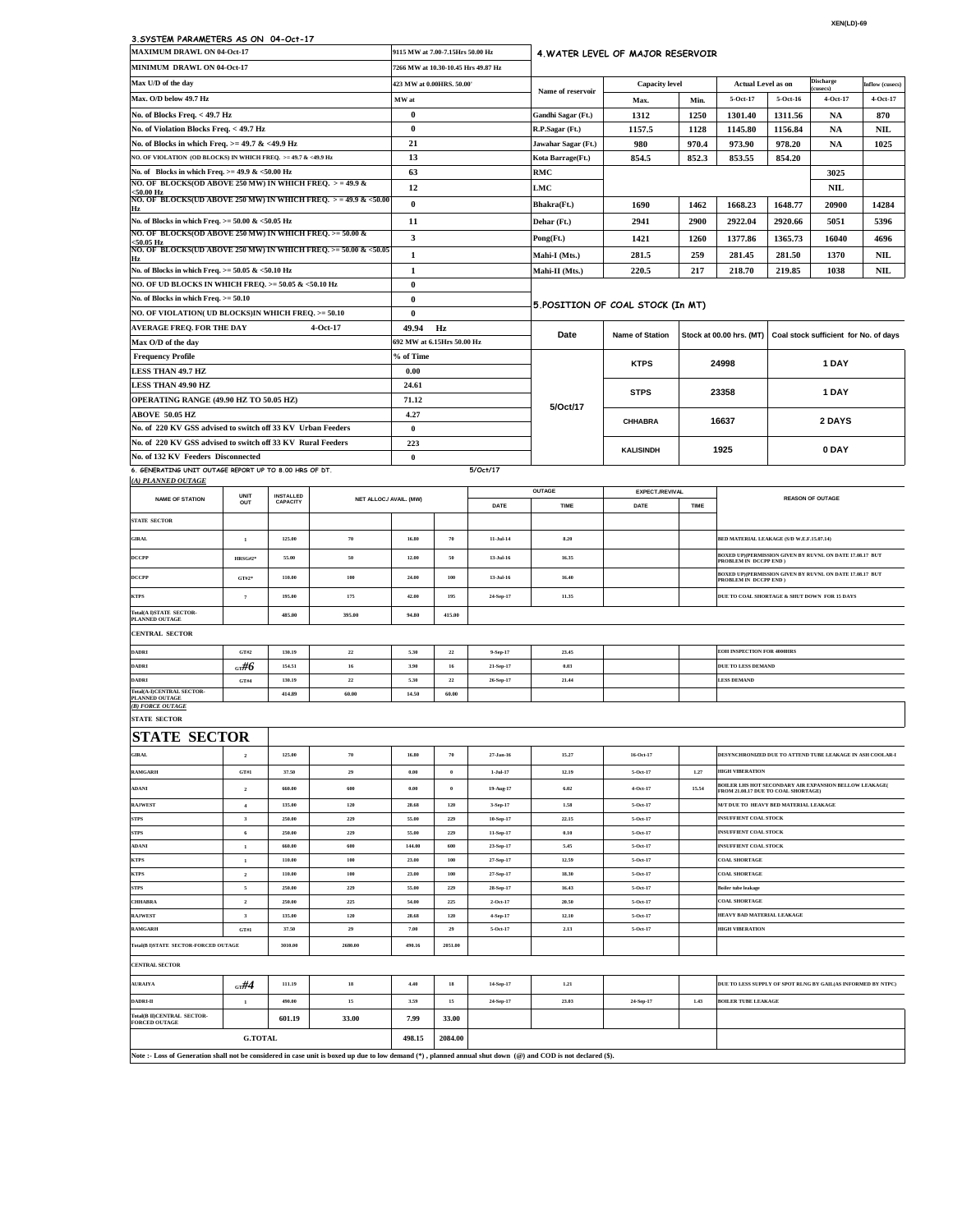XEN(LD)-69

## 3.SYSTEM PARAMETERS AS ON 04-Oct-17

| | |
|---|---|
| MAXIMUM DRAWL ON 04-Oct-17 | 9115 MW at 7.00-7.15Hrs 50.00 Hz |
| MINIMUM DRAWL ON 04-Oct-17 | 7266 MW at 10.30-10.45 Hrs 49.87 Hz |
| Max U/D of the day | 423 MW at 0.00HRS. 50.00' |
| Max. O/D below 49.7 Hz | MW at |
| No. of Blocks Freq. < 49.7 Hz | 0 |
| No. of Violation Blocks Freq. < 49.7 Hz | 0 |
| No. of Blocks in which Freq. >= 49.7 & <49.9 Hz | 21 |
| NO. OF VIOLATION (OD BLOCKS) IN WHICH FREQ. >= 49.7 & <49.9 Hz | 13 |
| No. of Blocks in which Freq. >= 49.9 & <50.00 Hz | 63 |
| NO. OF BLOCKS(OD ABOVE 250 MW) IN WHICH FREQ. > = 49.9 & <50.00 Hz | 12 |
| NO. OF BLOCKS(UD ABOVE 250 MW) IN WHICH FREQ. > = 49.9 & <50.00 Hz | 0 |
| No. of Blocks in which Freq. >= 50.00 & <50.05 Hz | 11 |
| NO. OF BLOCKS(OD ABOVE 250 MW) IN WHICH FREQ. >= 50.00 & <50.05 Hz | 3 |
| NO. OF BLOCKS(UD ABOVE 250 MW) IN WHICH FREQ. >= 50.00 & <50.05 Hz | 1 |
| No. of Blocks in which Freq. >= 50.05 & <50.10 Hz | 1 |
| NO. OF UD BLOCKS IN WHICH FREQ. >= 50.05 & <50.10 Hz | 0 |
| No. of Blocks in which Freq. >= 50.10 | 0 |
| NO. OF VIOLATION( UD BLOCKS)IN WHICH FREQ. >= 50.10 | 0 |
| AVERAGE FREQ. FOR THE DAY 4-Oct-17 | 49.94 Hz |
| Max O/D of the day | 692 MW at 6.15Hrs 50.00 Hz |
| Frequency Profile | % of Time |
| LESS THAN 49.7 HZ | 0.00 |
| LESS THAN 49.90 HZ | 24.61 |
| OPERATING RANGE (49.90 HZ TO 50.05 HZ) | 71.12 |
| ABOVE 50.05 HZ | 4.27 |
| No. of 220 KV GSS advised to switch off 33 KV Urban Feeders | 0 |
| No. of 220 KV GSS advised to switch off 33 KV Rural Feeders | 223 |
| No. of 132 KV Feeders Disconnected | 0 |

## 4.WATER LEVEL OF MAJOR RESERVOIR

| Name of reservoir | Capacity level | | Actual Level as on | | Discharge (cusecs) | Inflow (cusecs) |
|---|---|---|---|---|---|---|
| | Max. | Min. | 5-Oct-17 | 5-Oct-16 | 4-Oct-17 | 4-Oct-17 |
| Gandhi Sagar (Ft.) | 1312 | 1250 | 1301.40 | 1311.56 | NA | 870 |
| R.P.Sagar (Ft.) | 1157.5 | 1128 | 1145.80 | 1156.84 | NA | NIL |
| Jawahar Sagar (Ft.) | 980 | 970.4 | 973.90 | 978.20 | NA | 1025 |
| Kota Barrage(Ft.) | 854.5 | 852.3 | 853.55 | 854.20 | | |
| RMC | | | | | 3025 | |
| LMC | | | | | NIL | |
| Bhakra(Ft.) | 1690 | 1462 | 1668.23 | 1648.77 | 20900 | 14284 |
| Dehar (Ft.) | 2941 | 2900 | 2922.04 | 2920.66 | 5051 | 5396 |
| Pong(Ft.) | 1421 | 1260 | 1377.86 | 1365.73 | 16040 | 4696 |
| Mahi-I (Mts.) | 281.5 | 259 | 281.45 | 281.50 | 1370 | NIL |
| Mahi-II (Mts.) | 220.5 | 217 | 218.70 | 219.85 | 1038 | NIL |

## 5.POSITION OF COAL STOCK (In MT)

| Date | Name of Station | Stock at 00.00 hrs. (MT) | Coal stock sufficient for No. of days |
|---|---|---|---|
| 5/Oct/17 | KTPS | 24998 | 1 DAY |
| | STPS | 23358 | 1 DAY |
| | CHHABRA | 16637 | 2 DAYS |
| | KALISINDH | 1925 | 0 DAY |

## 6. GENERATING UNIT OUTAGE REPORT UP TO 8.00 HRS OF DT. 5/Oct/17

*(A) PLANNED OUTAGE*

| NAME OF STATION | UNIT OUT | INSTALLED CAPACITY | NET ALLOC./ AVAIL. (MW) | | | OUTAGE DATE | OUTAGE TIME | EXPECT./REVIVAL DATE | EXPECT./REVIVAL TIME | REASON OF OUTAGE |
|---|---|---|---|---|---|---|---|---|---|---|
| STATE SECTOR | | | | | | | | | | |
| GIRAL | 1 | 125.00 | 70 | 16.80 | 70 | 11-Jul-14 | 8.20 | | | BED MATERIAL LEAKAGE (S/D W.E.F.15.07.14) |
| DCCPP | HRSG#2* | 55.00 | 50 | 12.00 | 50 | 13-Jul-16 | 16.35 | | | BOXED UP)(PERMISSION GIVEN BY RUVNL ON DATE 17.08.17 BUT PROBLEM IN DCCPP END ) |
| DCCPP | GT#2* | 110.00 | 100 | 24.00 | 100 | 13-Jul-16 | 16.40 | | | BOXED UP)(PERMISSION GIVEN BY RUVNL ON DATE 17.08.17 BUT PROBLEM IN DCCPP END ) |
| KTPS | 7 | 195.00 | 175 | 42.00 | 195 | 24-Sep-17 | 11.35 | | | DUE TO COAL SHORTAGE & SHUT DOWN FOR 15 DAYS |
| Total(A I)STATE SECTOR-PLANNED OUTAGE | | 485.00 | 395.00 | 94.80 | 415.00 | | | | | |
| CENTRAL SECTOR | | | | | | | | | | |
| DADRI | GT#2 | 130.19 | 22 | 5.30 | 22 | 9-Sep-17 | 23.45 | | | EOH INSPECTION FOR 4000HRS |
| DADRI | GT#6 | 154.51 | 16 | 3.90 | 16 | 21-Sep-17 | 0.03 | | | DUE TO LESS DEMAND |
| DADRI | GT#4 | 130.19 | 22 | 5.30 | 22 | 26-Sep-17 | 21.44 | | | LESS DEMAND |
| Total(A-I)CENTRAL SECTOR-PLANNED OUTAGE | | 414.89 | 60.00 | 14.50 | 60.00 | | | | | |

*(B) FORCE OUTAGE*

STATE SECTOR

| NAME OF STATION | UNIT OUT | INSTALLED CAPACITY | NET ALLOC./ AVAIL. (MW) | | | OUTAGE DATE | OUTAGE TIME | EXPECT./REVIVAL DATE | EXPECT./REVIVAL TIME | REASON OF OUTAGE |
|---|---|---|---|---|---|---|---|---|---|---|
| **STATE SECTOR** | | | | | | | | | | |
| GIRAL | 2 | 125.00 | 70 | 16.80 | 70 | 27-Jan-16 | 15.27 | 16-Oct-17 | | DESYNCHRONIZED DUE TO ATTEND TUBE LEAKAGE IN ASH COOLAR-I |
| RAMGARH | GT#1 | 37.50 | 29 | 0.00 | 0 | 1-Jul-17 | 12.19 | 5-Oct-17 | 1.27 | HIGH VIBERATION |
| ADANI | 2 | 660.00 | 600 | 0.00 | 0 | 19-Aug-17 | 6.02 | 4-Oct-17 | 15.54 | BOILER LHS HOT SECONDARY AIR EXPANSION BELLOW LEAKAGE( FROM 21.08.17 DUE TO COAL SHORTAGE) |
| RAJWEST | 4 | 135.00 | 120 | 28.68 | 120 | 3-Sep-17 | 1.58 | 5-Oct-17 | | M/T DUE TO HEAVY BED MATERIAL LEAKAGE |
| STPS | 3 | 250.00 | 229 | 55.00 | 229 | 10-Sep-17 | 22.15 | 5-Oct-17 | | INSUFFIENT COAL STOCK |
| STPS | 6 | 250.00 | 229 | 55.00 | 229 | 11-Sep-17 | 0.10 | 5-Oct-17 | | INSUFFIENT COAL STOCK |
| ADANI | 1 | 660.00 | 600 | 144.00 | 600 | 23-Sep-17 | 5.45 | 5-Oct-17 | | INSUFFIENT COAL STOCK |
| KTPS | 1 | 110.00 | 100 | 23.00 | 100 | 27-Sep-17 | 12.59 | 5-Oct-17 | | COAL SHORTAGE |
| KTPS | 2 | 110.00 | 100 | 23.00 | 100 | 27-Sep-17 | 18.30 | 5-Oct-17 | | COAL SHORTAGE |
| STPS | 5 | 250.00 | 229 | 55.00 | 229 | 28-Sep-17 | 16.43 | 5-Oct-17 | | Boiler tube leakage |
| CHHABRA | 2 | 250.00 | 225 | 54.00 | 225 | 2-Oct-17 | 20.50 | 5-Oct-17 | | COAL SHORTAGE |
| RAJWEST | 3 | 135.00 | 120 | 28.68 | 120 | 4-Sep-17 | 12.10 | 5-Oct-17 | | HEAVY BAD MATERIAL LEAKAGE |
| RAMGARH | GT#1 | 37.50 | 29 | 7.00 | 29 | 5-Oct-17 | 2.13 | 5-Oct-17 | | HIGH VIBERATION |
| Total(B I)STATE SECTOR-FORCED OUTAGE | | 3010.00 | 2680.00 | 490.16 | 2051.00 | | | | | |
| CENTRAL SECTOR | | | | | | | | | | |
| AURAIYA | GT#4 | 111.19 | 18 | 4.40 | 18 | 14-Sep-17 | 1.21 | | | DUE TO LESS SUPPLY OF SPOT RLNG BY GAIL(AS INFORMED BY NTPC) |
| DADRI-II | 1 | 490.00 | 15 | 3.59 | 15 | 24-Sep-17 | 23.03 | 24-Sep-17 | 1.43 | BOILER TUBE LEAKAGE |
| Total(B II)CENTRAL SECTOR-FORCED OUTAGE | | 601.19 | 33.00 | 7.99 | 33.00 | | | | | |
| G.TOTAL | | | | 498.15 | 2084.00 | | | | | |

Note :- Loss of Generation shall not be considered in case unit is boxed up due to low demand (*) , planned annual shut down (@) and COD is not declared ($).